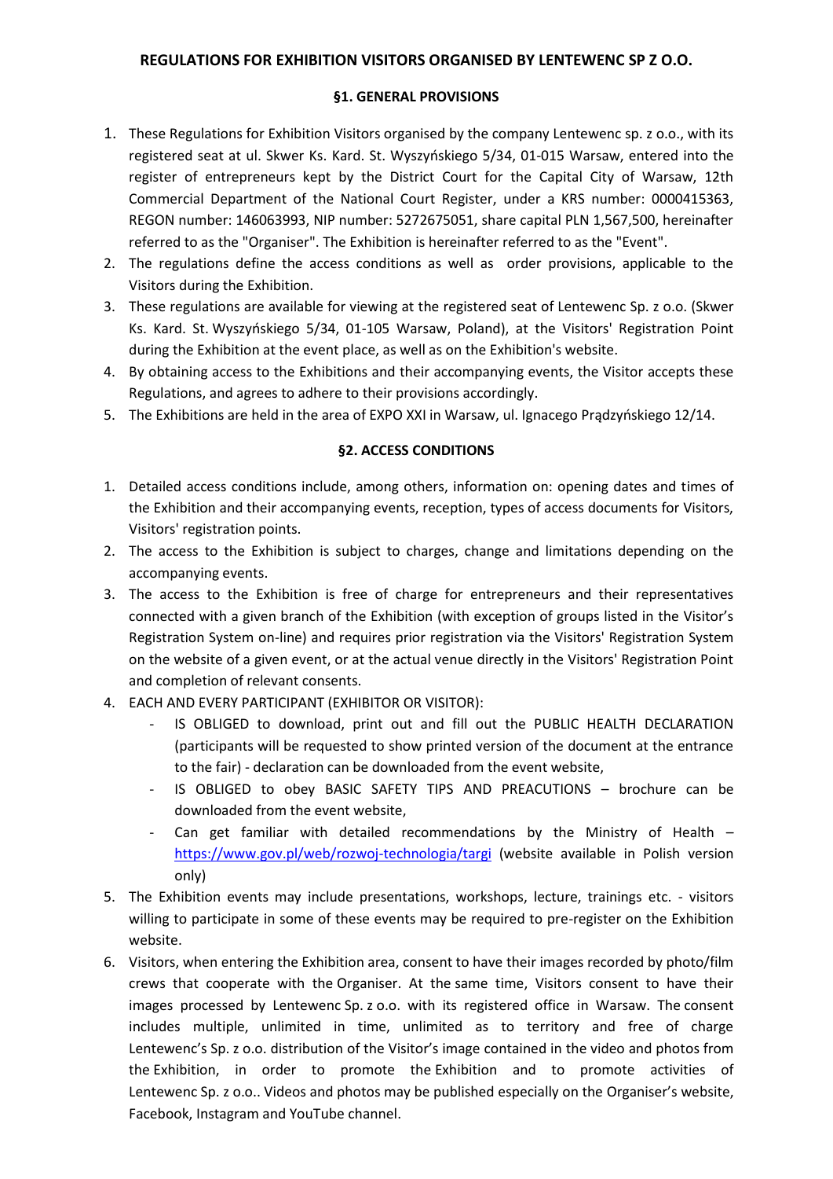# REGULATIONS FOR EXHIBITION VISITORS ORGANISED BY LENTEWENC SP Z O.O.

## §1. GENERAL PROVISIONS

1. These Regulations for Exhibition Visitors organised by the company Lentewenc sp. z o.o., with its registered seat at ul. Skwer Ks. Kard. St. Wyszyńskiego 5/34, 01-015 Warsaw, entered into the register of entrepreneurs kept by the District Court for the Capital City of Warsaw, 12th Commercial Department of the National Court Register, under a KRS number: 0000415363, REGON number: 146063993, NIP number: 5272675051, share capital PLN 1,567,500, hereinafter referred to as the "Organiser". The Exhibition is hereinafter referred to as the "Event".
2. The regulations define the access conditions as well as order provisions, applicable to the Visitors during the Exhibition.
3. These regulations are available for viewing at the registered seat of Lentewenc Sp. z o.o. (Skwer Ks. Kard. St. Wyszyńskiego 5/34, 01-105 Warsaw, Poland), at the Visitors' Registration Point during the Exhibition at the event place, as well as on the Exhibition's website.
4. By obtaining access to the Exhibitions and their accompanying events, the Visitor accepts these Regulations, and agrees to adhere to their provisions accordingly.
5. The Exhibitions are held in the area of EXPO XXI in Warsaw, ul. Ignacego Prądzyńskiego 12/14.

## §2. ACCESS CONDITIONS

1. Detailed access conditions include, among others, information on: opening dates and times of the Exhibition and their accompanying events, reception, types of access documents for Visitors, Visitors' registration points.
2. The access to the Exhibition is subject to charges, change and limitations depending on the accompanying events.
3. The access to the Exhibition is free of charge for entrepreneurs and their representatives connected with a given branch of the Exhibition (with exception of groups listed in the Visitor's Registration System on-line) and requires prior registration via the Visitors' Registration System on the website of a given event, or at the actual venue directly in the Visitors' Registration Point and completion of relevant consents.
4. EACH AND EVERY PARTICIPANT (EXHIBITOR OR VISITOR):
   - IS OBLIGED to download, print out and fill out the PUBLIC HEALTH DECLARATION (participants will be requested to show printed version of the document at the entrance to the fair) - declaration can be downloaded from the event website,
   - IS OBLIGED to obey BASIC SAFETY TIPS AND PRECAUTIONS – brochure can be downloaded from the event website,
   - Can get familiar with detailed recommendations by the Ministry of Health – https://www.gov.pl/web/rozwoj-technologia/targi (website available in Polish version only)
5. The Exhibition events may include presentations, workshops, lecture, trainings etc. - visitors willing to participate in some of these events may be required to pre-register on the Exhibition website.
6. Visitors, when entering the Exhibition area, consent to have their images recorded by photo/film crews that cooperate with the Organiser. At the same time, Visitors consent to have their images processed by Lentewenc Sp. z o.o. with its registered office in Warsaw. The consent includes multiple, unlimited in time, unlimited as to territory and free of charge Lentewenc's Sp. z o.o. distribution of the Visitor's image contained in the video and photos from the Exhibition, in order to promote the Exhibition and to promote activities of Lentewenc Sp. z o.o.. Videos and photos may be published especially on the Organiser's website, Facebook, Instagram and YouTube channel.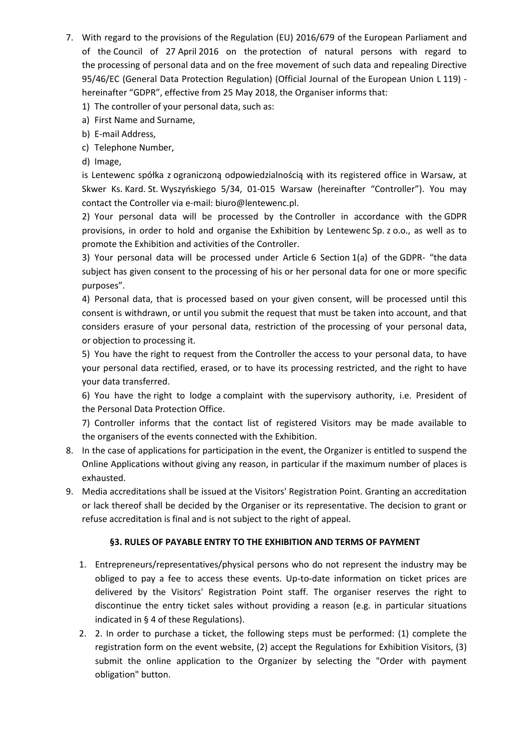7. With regard to the provisions of the Regulation (EU) 2016/679 of the European Parliament and of the Council of 27 April 2016 on the protection of natural persons with regard to the processing of personal data and on the free movement of such data and repealing Directive 95/46/EC (General Data Protection Regulation) (Official Journal of the European Union L 119) - hereinafter "GDPR", effective from 25 May 2018, the Organiser informs that:

   1) The controller of your personal data, such as:

   a) First Name and Surname,

   b) E-mail Address,

   c) Telephone Number,

   d) Image,

   is Lentewenc spółka z ograniczoną odpowiedzialnością with its registered office in Warsaw, at Skwer Ks. Kard. St. Wyszyńskiego 5/34, 01-015 Warsaw (hereinafter "Controller"). You may contact the Controller via e-mail: biuro@lentewenc.pl.

   2) Your personal data will be processed by the Controller in accordance with the GDPR provisions, in order to hold and organise the Exhibition by Lentewenc Sp. z o.o., as well as to promote the Exhibition and activities of the Controller.

   3) Your personal data will be processed under Article 6 Section 1(a) of the GDPR- "the data subject has given consent to the processing of his or her personal data for one or more specific purposes".

   4) Personal data, that is processed based on your given consent, will be processed until this consent is withdrawn, or until you submit the request that must be taken into account, and that considers erasure of your personal data, restriction of the processing of your personal data, or objection to processing it.

   5) You have the right to request from the Controller the access to your personal data, to have your personal data rectified, erased, or to have its processing restricted, and the right to have your data transferred.

   6) You have the right to lodge a complaint with the supervisory authority, i.e. President of the Personal Data Protection Office.

   7) Controller informs that the contact list of registered Visitors may be made available to the organisers of the events connected with the Exhibition.

8. In the case of applications for participation in the event, the Organizer is entitled to suspend the Online Applications without giving any reason, in particular if the maximum number of places is exhausted.

9. Media accreditations shall be issued at the Visitors' Registration Point. Granting an accreditation or lack thereof shall be decided by the Organiser or its representative. The decision to grant or refuse accreditation is final and is not subject to the right of appeal.

### §3. RULES OF PAYABLE ENTRY TO THE EXHIBITION AND TERMS OF PAYMENT

1. Entrepreneurs/representatives/physical persons who do not represent the industry may be obliged to pay a fee to access these events. Up-to-date information on ticket prices are delivered by the Visitors' Registration Point staff. The organiser reserves the right to discontinue the entry ticket sales without providing a reason (e.g. in particular situations indicated in § 4 of these Regulations).

2. 2. In order to purchase a ticket, the following steps must be performed: (1) complete the registration form on the event website, (2) accept the Regulations for Exhibition Visitors, (3) submit the online application to the Organizer by selecting the "Order with payment obligation" button.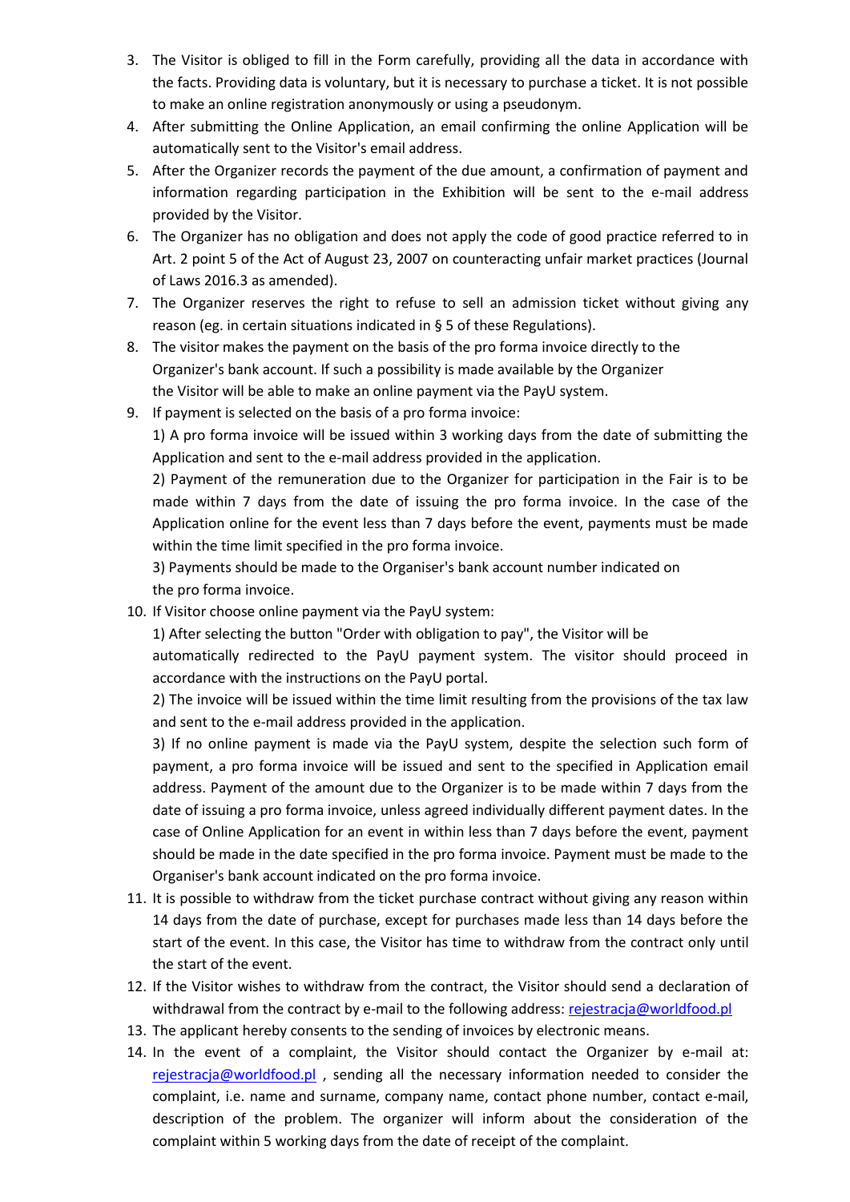3. The Visitor is obliged to fill in the Form carefully, providing all the data in accordance with the facts. Providing data is voluntary, but it is necessary to purchase a ticket. It is not possible to make an online registration anonymously or using a pseudonym.
4. After submitting the Online Application, an email confirming the online Application will be automatically sent to the Visitor's email address.
5. After the Organizer records the payment of the due amount, a confirmation of payment and information regarding participation in the Exhibition will be sent to the e-mail address provided by the Visitor.
6. The Organizer has no obligation and does not apply the code of good practice referred to in Art. 2 point 5 of the Act of August 23, 2007 on counteracting unfair market practices (Journal of Laws 2016.3 as amended).
7. The Organizer reserves the right to refuse to sell an admission ticket without giving any reason (eg. in certain situations indicated in § 5 of these Regulations).
8. The visitor makes the payment on the basis of the pro forma invoice directly to the Organizer's bank account. If such a possibility is made available by the Organizer the Visitor will be able to make an online payment via the PayU system.
9. If payment is selected on the basis of a pro forma invoice:

   1) A pro forma invoice will be issued within 3 working days from the date of submitting the Application and sent to the e-mail address provided in the application.

   2) Payment of the remuneration due to the Organizer for participation in the Fair is to be made within 7 days from the date of issuing the pro forma invoice. In the case of the Application online for the event less than 7 days before the event, payments must be made within the time limit specified in the pro forma invoice.

   3) Payments should be made to the Organiser's bank account number indicated on the pro forma invoice.
10. If Visitor choose online payment via the PayU system:

    1) After selecting the button "Order with obligation to pay", the Visitor will be automatically redirected to the PayU payment system. The visitor should proceed in accordance with the instructions on the PayU portal.

    2) The invoice will be issued within the time limit resulting from the provisions of the tax law and sent to the e-mail address provided in the application.

    3) If no online payment is made via the PayU system, despite the selection such form of payment, a pro forma invoice will be issued and sent to the specified in Application email address. Payment of the amount due to the Organizer is to be made within 7 days from the date of issuing a pro forma invoice, unless agreed individually different payment dates. In the case of Online Application for an event in within less than 7 days before the event, payment should be made in the date specified in the pro forma invoice. Payment must be made to the Organiser's bank account indicated on the pro forma invoice.
11. It is possible to withdraw from the ticket purchase contract without giving any reason within 14 days from the date of purchase, except for purchases made less than 14 days before the start of the event. In this case, the Visitor has time to withdraw from the contract only until the start of the event.
12. If the Visitor wishes to withdraw from the contract, the Visitor should send a declaration of withdrawal from the contract by e-mail to the following address: rejestracja@worldfood.pl
13. The applicant hereby consents to the sending of invoices by electronic means.
14. In the event of a complaint, the Visitor should contact the Organizer by e-mail at: rejestracja@worldfood.pl , sending all the necessary information needed to consider the complaint, i.e. name and surname, company name, contact phone number, contact e-mail, description of the problem. The organizer will inform about the consideration of the complaint within 5 working days from the date of receipt of the complaint.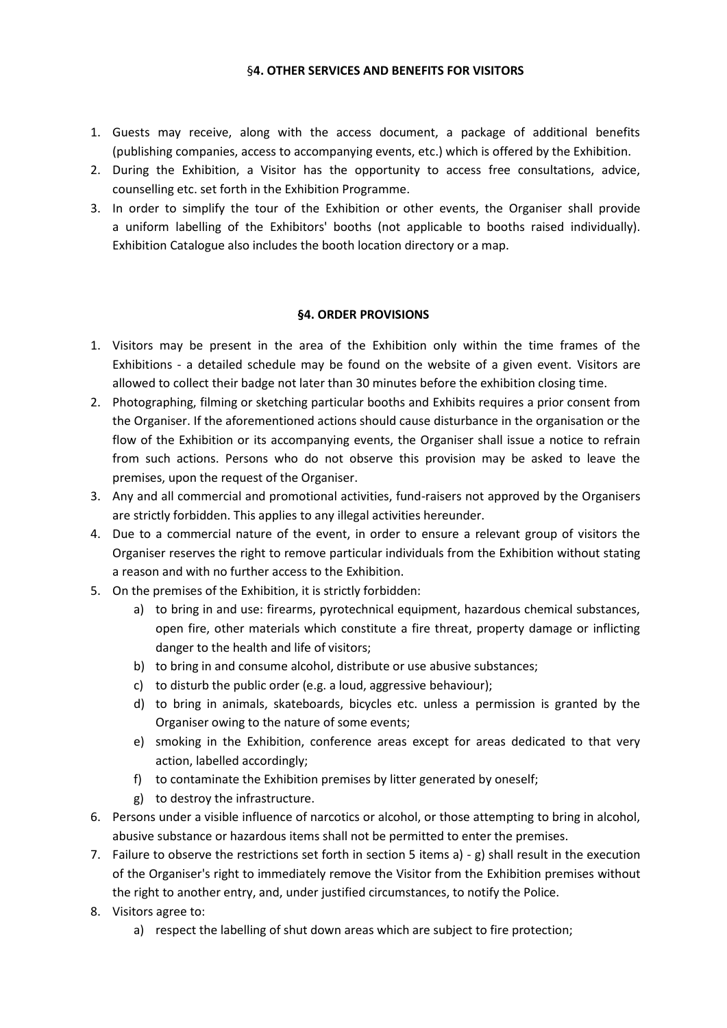## §4. OTHER SERVICES AND BENEFITS FOR VISITORS

1. Guests may receive, along with the access document, a package of additional benefits (publishing companies, access to accompanying events, etc.) which is offered by the Exhibition.
2. During the Exhibition, a Visitor has the opportunity to access free consultations, advice, counselling etc. set forth in the Exhibition Programme.
3. In order to simplify the tour of the Exhibition or other events, the Organiser shall provide a uniform labelling of the Exhibitors' booths (not applicable to booths raised individually). Exhibition Catalogue also includes the booth location directory or a map.

## §4. ORDER PROVISIONS

1. Visitors may be present in the area of the Exhibition only within the time frames of the Exhibitions - a detailed schedule may be found on the website of a given event. Visitors are allowed to collect their badge not later than 30 minutes before the exhibition closing time.
2. Photographing, filming or sketching particular booths and Exhibits requires a prior consent from the Organiser. If the aforementioned actions should cause disturbance in the organisation or the flow of the Exhibition or its accompanying events, the Organiser shall issue a notice to refrain from such actions. Persons who do not observe this provision may be asked to leave the premises, upon the request of the Organiser.
3. Any and all commercial and promotional activities, fund-raisers not approved by the Organisers are strictly forbidden. This applies to any illegal activities hereunder.
4. Due to a commercial nature of the event, in order to ensure a relevant group of visitors the Organiser reserves the right to remove particular individuals from the Exhibition without stating a reason and with no further access to the Exhibition.
5. On the premises of the Exhibition, it is strictly forbidden:
   a) to bring in and use: firearms, pyrotechnical equipment, hazardous chemical substances, open fire, other materials which constitute a fire threat, property damage or inflicting danger to the health and life of visitors;
   b) to bring in and consume alcohol, distribute or use abusive substances;
   c) to disturb the public order (e.g. a loud, aggressive behaviour);
   d) to bring in animals, skateboards, bicycles etc. unless a permission is granted by the Organiser owing to the nature of some events;
   e) smoking in the Exhibition, conference areas except for areas dedicated to that very action, labelled accordingly;
   f) to contaminate the Exhibition premises by litter generated by oneself;
   g) to destroy the infrastructure.
6. Persons under a visible influence of narcotics or alcohol, or those attempting to bring in alcohol, abusive substance or hazardous items shall not be permitted to enter the premises.
7. Failure to observe the restrictions set forth in section 5 items a) - g) shall result in the execution of the Organiser's right to immediately remove the Visitor from the Exhibition premises without the right to another entry, and, under justified circumstances, to notify the Police.
8. Visitors agree to:
   a) respect the labelling of shut down areas which are subject to fire protection;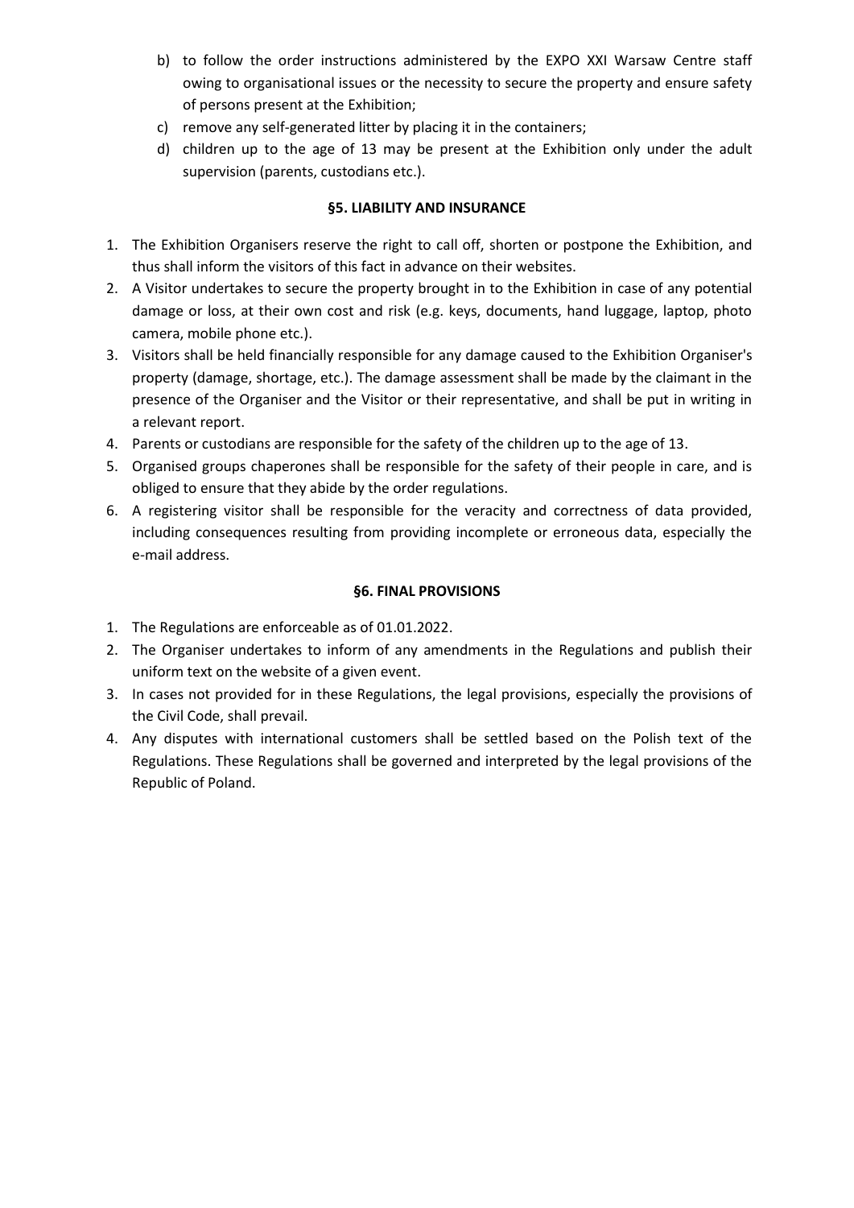b) to follow the order instructions administered by the EXPO XXI Warsaw Centre staff owing to organisational issues or the necessity to secure the property and ensure safety of persons present at the Exhibition;
c) remove any self-generated litter by placing it in the containers;
d) children up to the age of 13 may be present at the Exhibition only under the adult supervision (parents, custodians etc.).

**§5. LIABILITY AND INSURANCE**

1. The Exhibition Organisers reserve the right to call off, shorten or postpone the Exhibition, and thus shall inform the visitors of this fact in advance on their websites.
2. A Visitor undertakes to secure the property brought in to the Exhibition in case of any potential damage or loss, at their own cost and risk (e.g. keys, documents, hand luggage, laptop, photo camera, mobile phone etc.).
3. Visitors shall be held financially responsible for any damage caused to the Exhibition Organiser's property (damage, shortage, etc.). The damage assessment shall be made by the claimant in the presence of the Organiser and the Visitor or their representative, and shall be put in writing in a relevant report.
4. Parents or custodians are responsible for the safety of the children up to the age of 13.
5. Organised groups chaperones shall be responsible for the safety of their people in care, and is obliged to ensure that they abide by the order regulations.
6. A registering visitor shall be responsible for the veracity and correctness of data provided, including consequences resulting from providing incomplete or erroneous data, especially the e-mail address.

**§6. FINAL PROVISIONS**

1. The Regulations are enforceable as of 01.01.2022.
2. The Organiser undertakes to inform of any amendments in the Regulations and publish their uniform text on the website of a given event.
3. In cases not provided for in these Regulations, the legal provisions, especially the provisions of the Civil Code, shall prevail.
4. Any disputes with international customers shall be settled based on the Polish text of the Regulations. These Regulations shall be governed and interpreted by the legal provisions of the Republic of Poland.